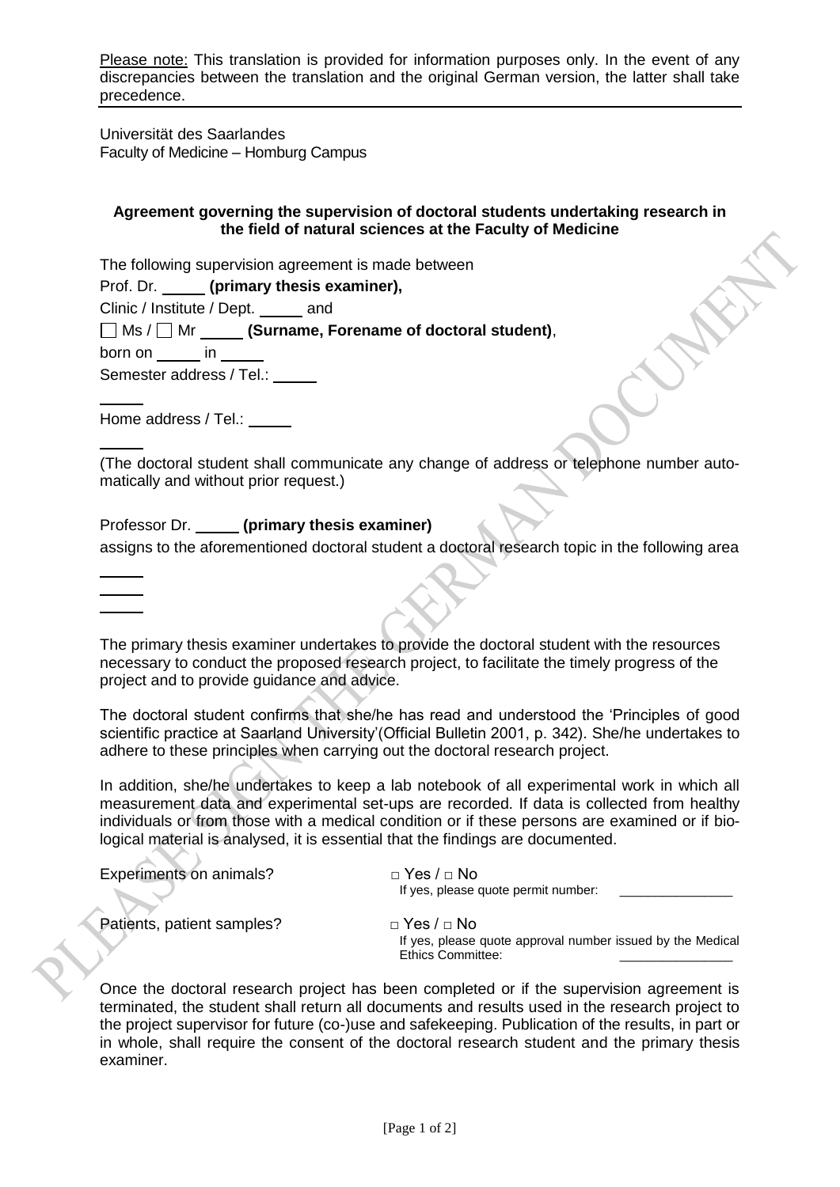Please note: This translation is provided for information purposes only. In the event of any discrepancies between the translation and the original German version, the latter shall take precedence.

Universität des Saarlandes
Faculty of Medicine – Homburg Campus

**Agreement governing the supervision of doctoral students undertaking research in the field of natural sciences at the Faculty of Medicine**

The following supervision agreement is made between

Prof. Dr. _____ **(primary thesis examiner),**

Clinic / Institute / Dept. _____ and

☐ Ms / ☐ Mr _____ **(Surname, Forename of doctoral student)**,

born on _____ in _____

Semester address / Tel.: _____

_____

Home address / Tel.: _____

_____

(The doctoral student shall communicate any change of address or telephone number automatically and without prior request.)

Professor Dr. _____ **(primary thesis examiner)**

assigns to the aforementioned doctoral student a doctoral research topic in the following area

_____

_____

_____

The primary thesis examiner undertakes to provide the doctoral student with the resources necessary to conduct the proposed research project, to facilitate the timely progress of the project and to provide guidance and advice.

The doctoral student confirms that she/he has read and understood the 'Principles of good scientific practice at Saarland University'(Official Bulletin 2001, p. 342). She/he undertakes to adhere to these principles when carrying out the doctoral research project.

In addition, she/he undertakes to keep a lab notebook of all experimental work in which all measurement data and experimental set-ups are recorded. If data is collected from healthy individuals or from those with a medical condition or if these persons are examined or if biological material is analysed, it is essential that the findings are documented.

Experiments on animals? □ Yes / □ No
If yes, please quote permit number: _______________

Patients, patient samples? □ Yes / □ No
If yes, please quote approval number issued by the Medical Ethics Committee: _______________

Once the doctoral research project has been completed or if the supervision agreement is terminated, the student shall return all documents and results used in the research project to the project supervisor for future (co-)use and safekeeping. Publication of the results, in part or in whole, shall require the consent of the doctoral research student and the primary thesis examiner.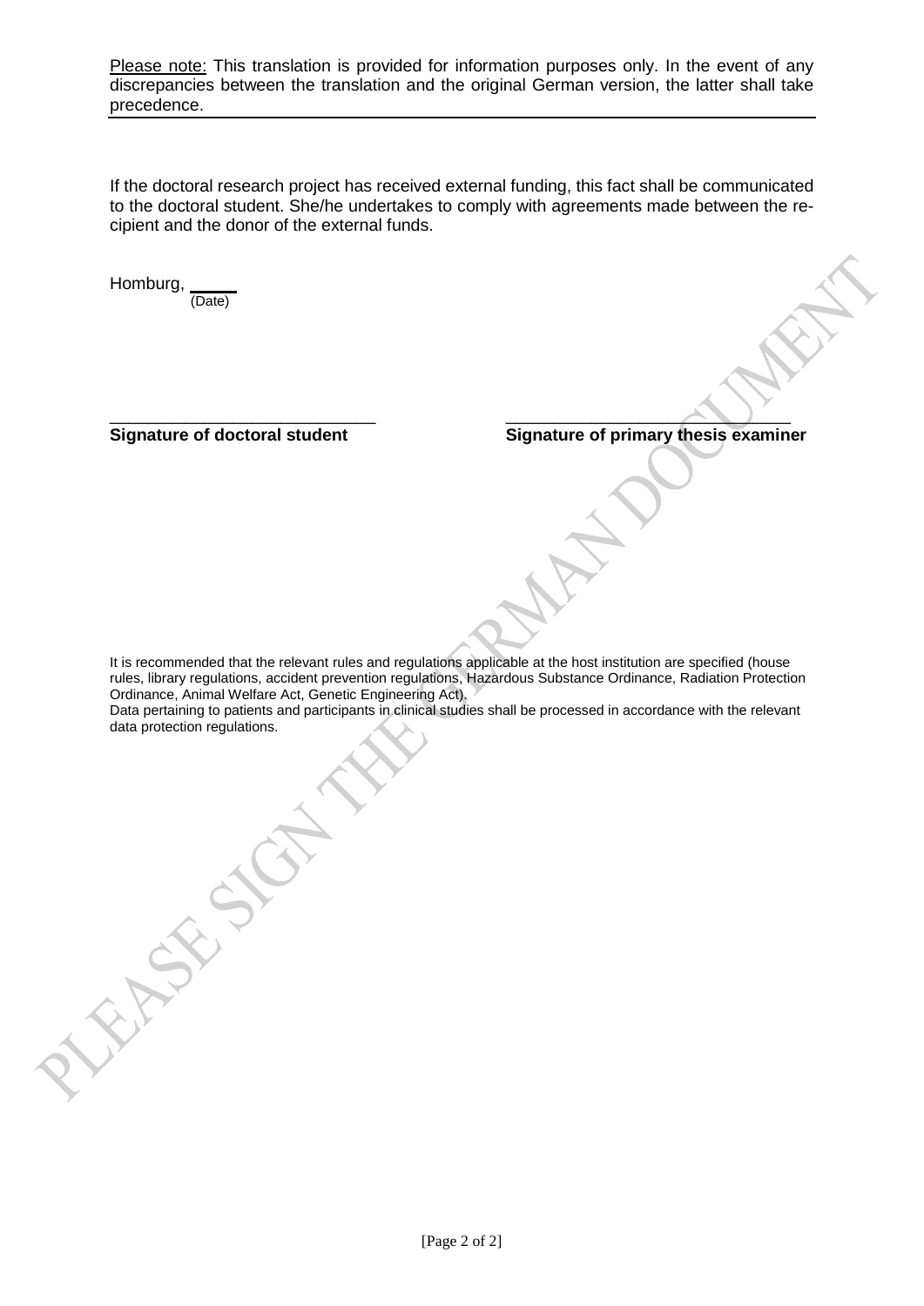Please note: This translation is provided for information purposes only. In the event of any discrepancies between the translation and the original German version, the latter shall take precedence.

If the doctoral research project has received external funding, this fact shall be communicated to the doctoral student. She/he undertakes to comply with agreements made between the recipient and the donor of the external funds.

Homburg, _____
(Date)

_____________________________ _____________________________

**Signature of doctoral student** **Signature of primary thesis examiner**

PLEASE SIGN THE GERMAN DOCUMENT

It is recommended that the relevant rules and regulations applicable at the host institution are specified (house rules, library regulations, accident prevention regulations, Hazardous Substance Ordinance, Radiation Protection Ordinance, Animal Welfare Act, Genetic Engineering Act).
Data pertaining to patients and participants in clinical studies shall be processed in accordance with the relevant data protection regulations.